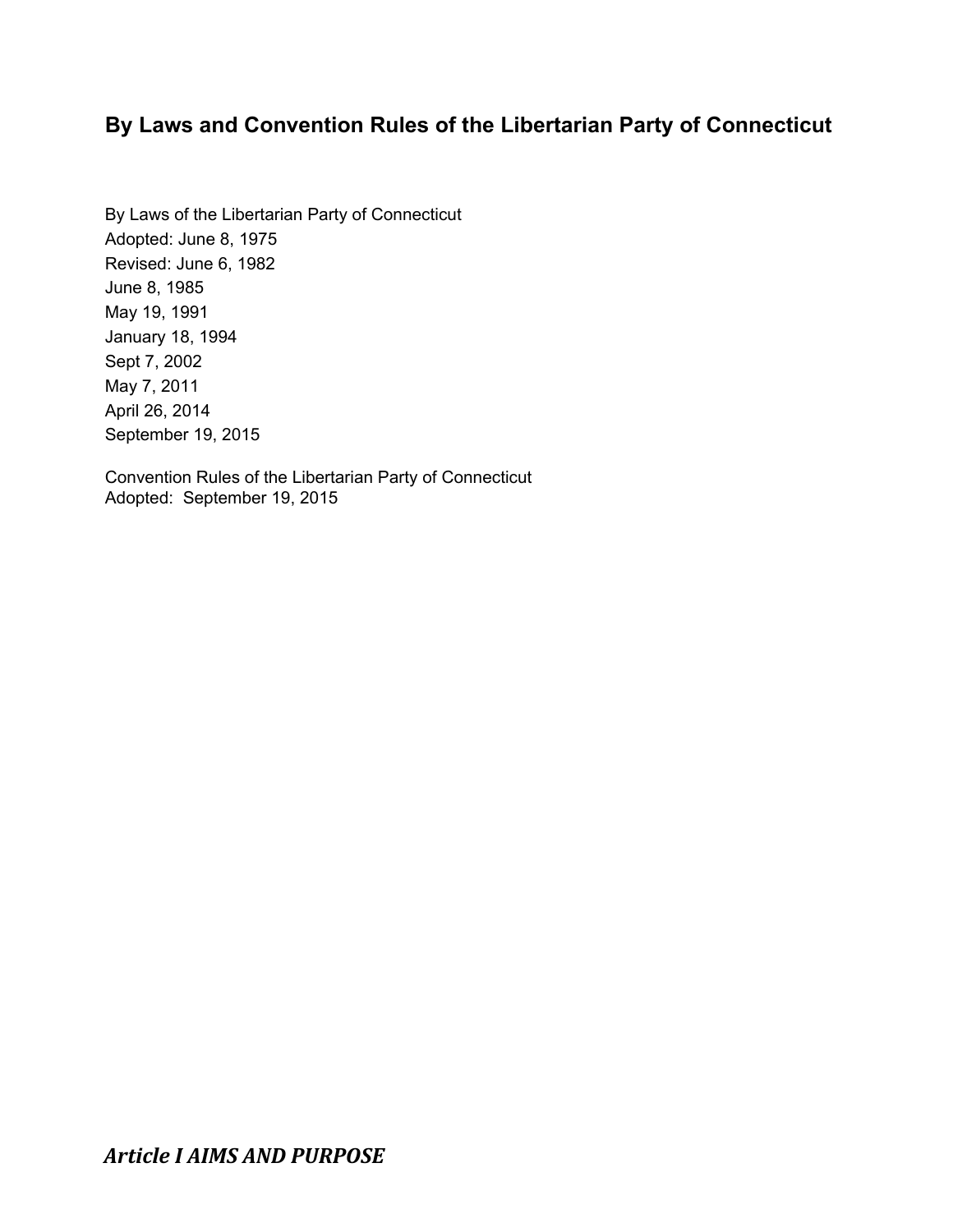# By Laws and Convention Rules of the Libertarian Party of Connecticut

By Laws of the Libertarian Party of Connecticut
Adopted: June 8, 1975
Revised: June 6, 1982
June 8, 1985
May 19, 1991
January 18, 1994
Sept 7, 2002
May 7, 2011
April 26, 2014
September 19, 2015

Convention Rules of the Libertarian Party of Connecticut
Adopted: September 19, 2015

## *Article I AIMS AND PURPOSE*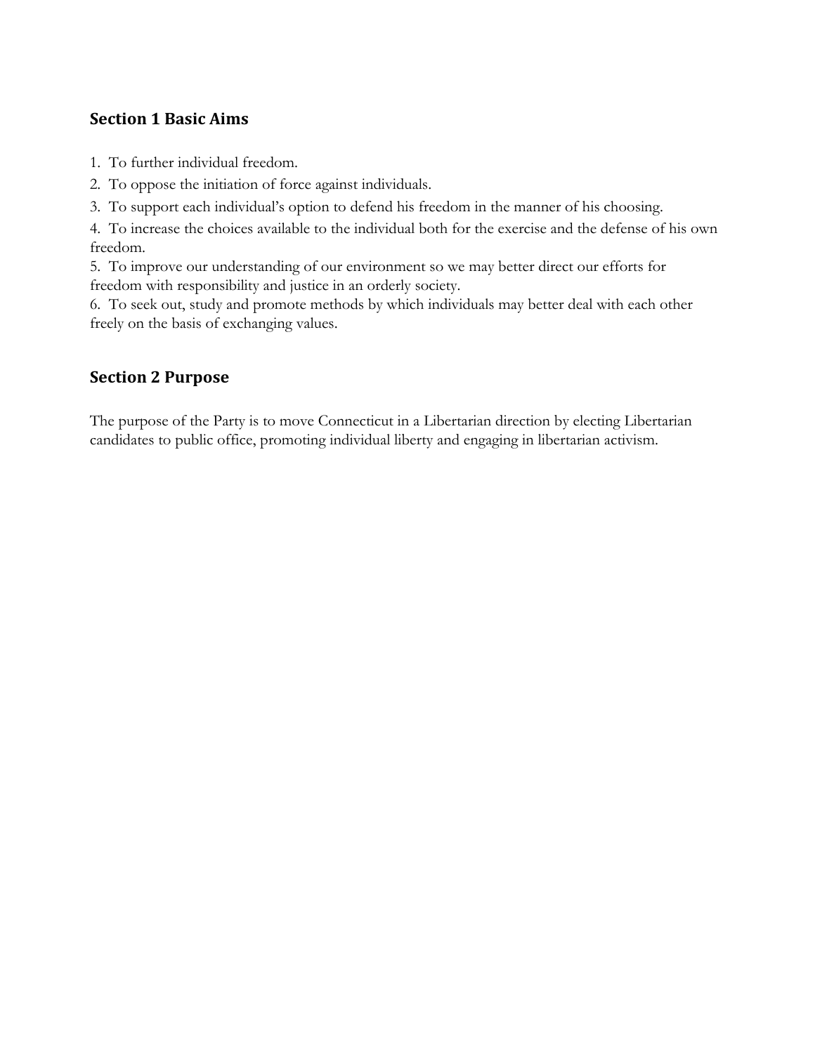## Section 1 Basic Aims

1. To further individual freedom.
2. To oppose the initiation of force against individuals.
3. To support each individual's option to defend his freedom in the manner of his choosing.
4. To increase the choices available to the individual both for the exercise and the defense of his own freedom.
5. To improve our understanding of our environment so we may better direct our efforts for freedom with responsibility and justice in an orderly society.
6. To seek out, study and promote methods by which individuals may better deal with each other freely on the basis of exchanging values.

## Section 2 Purpose

The purpose of the Party is to move Connecticut in a Libertarian direction by electing Libertarian candidates to public office, promoting individual liberty and engaging in libertarian activism.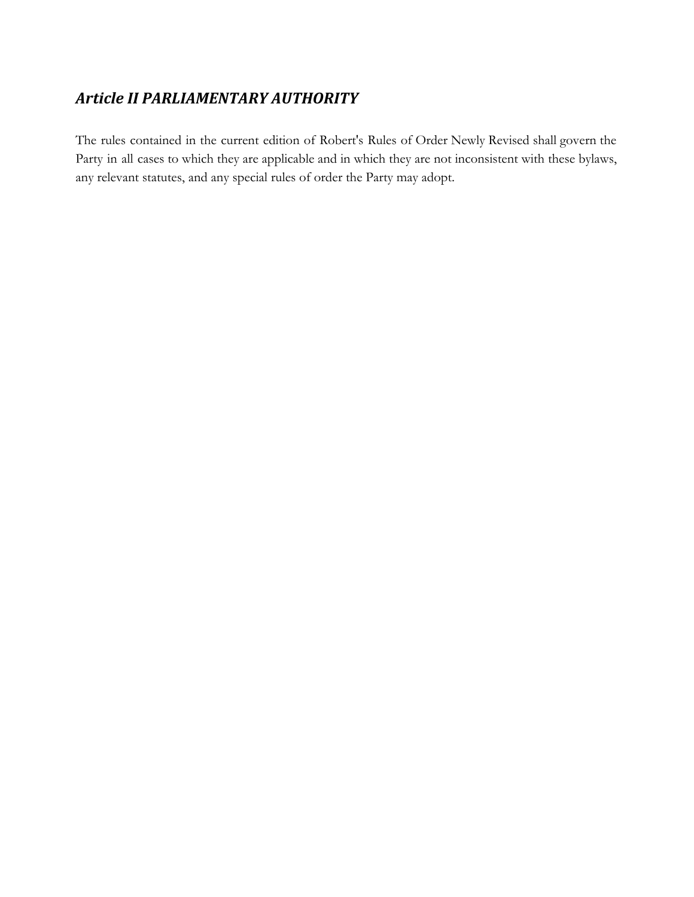## *Article II PARLIAMENTARY AUTHORITY*

The rules contained in the current edition of Robert's Rules of Order Newly Revised shall govern the Party in all cases to which they are applicable and in which they are not inconsistent with these bylaws, any relevant statutes, and any special rules of order the Party may adopt.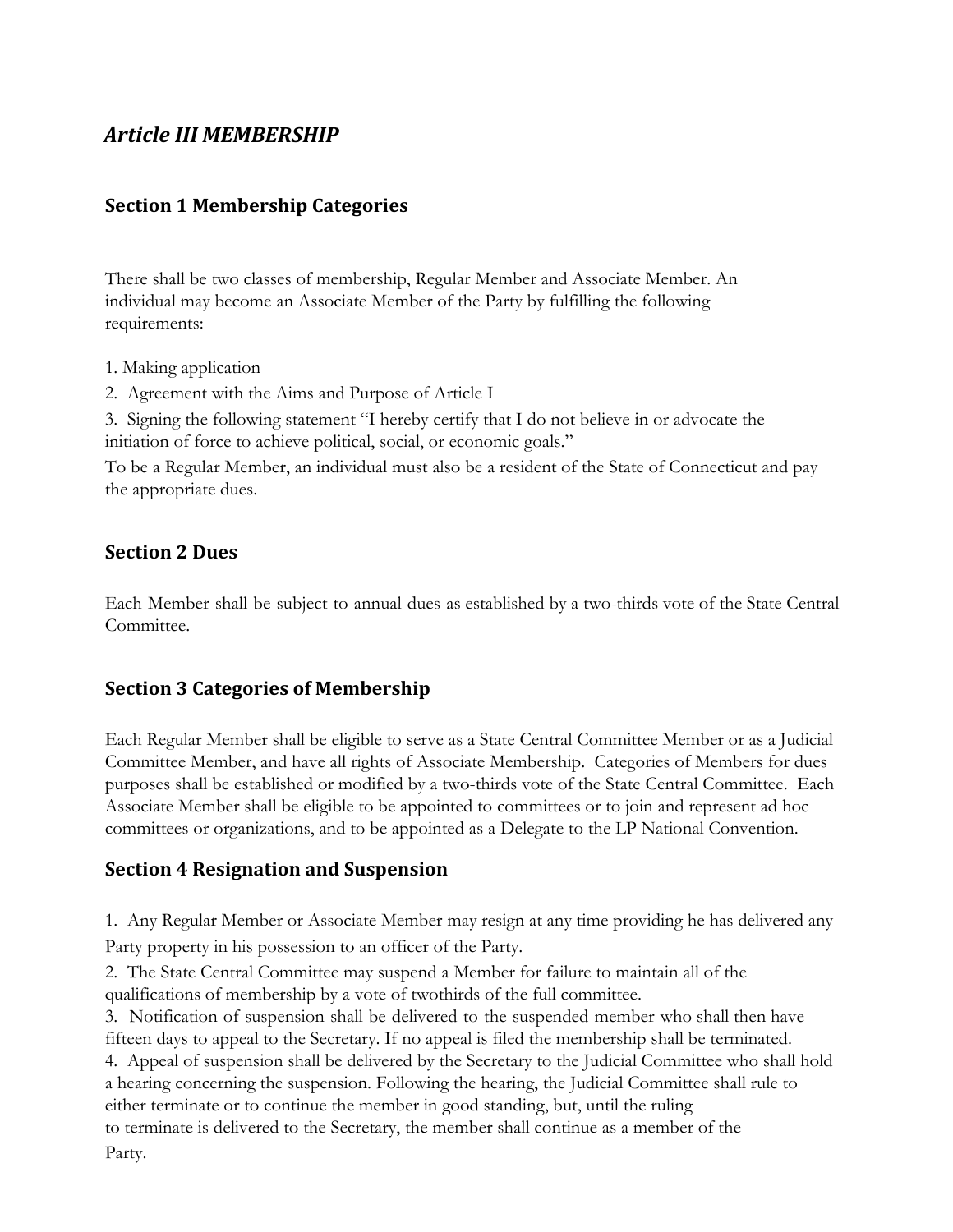## *Article III MEMBERSHIP*

### Section 1 Membership Categories

There shall be two classes of membership, Regular Member and Associate Member. An individual may become an Associate Member of the Party by fulfilling the following requirements:

1. Making application
2. Agreement with the Aims and Purpose of Article I
3. Signing the following statement "I hereby certify that I do not believe in or advocate the initiation of force to achieve political, social, or economic goals."

To be a Regular Member, an individual must also be a resident of the State of Connecticut and pay the appropriate dues.

### Section 2 Dues

Each Member shall be subject to annual dues as established by a two-thirds vote of the State Central Committee.

### Section 3 Categories of Membership

Each Regular Member shall be eligible to serve as a State Central Committee Member or as a Judicial Committee Member, and have all rights of Associate Membership. Categories of Members for dues purposes shall be established or modified by a two-thirds vote of the State Central Committee. Each Associate Member shall be eligible to be appointed to committees or to join and represent ad hoc committees or organizations, and to be appointed as a Delegate to the LP National Convention.

### Section 4 Resignation and Suspension

1. Any Regular Member or Associate Member may resign at any time providing he has delivered any Party property in his possession to an officer of the Party.
2. The State Central Committee may suspend a Member for failure to maintain all of the qualifications of membership by a vote of twothirds of the full committee.
3. Notification of suspension shall be delivered to the suspended member who shall then have fifteen days to appeal to the Secretary. If no appeal is filed the membership shall be terminated.
4. Appeal of suspension shall be delivered by the Secretary to the Judicial Committee who shall hold a hearing concerning the suspension. Following the hearing, the Judicial Committee shall rule to either terminate or to continue the member in good standing, but, until the ruling to terminate is delivered to the Secretary, the member shall continue as a member of the Party.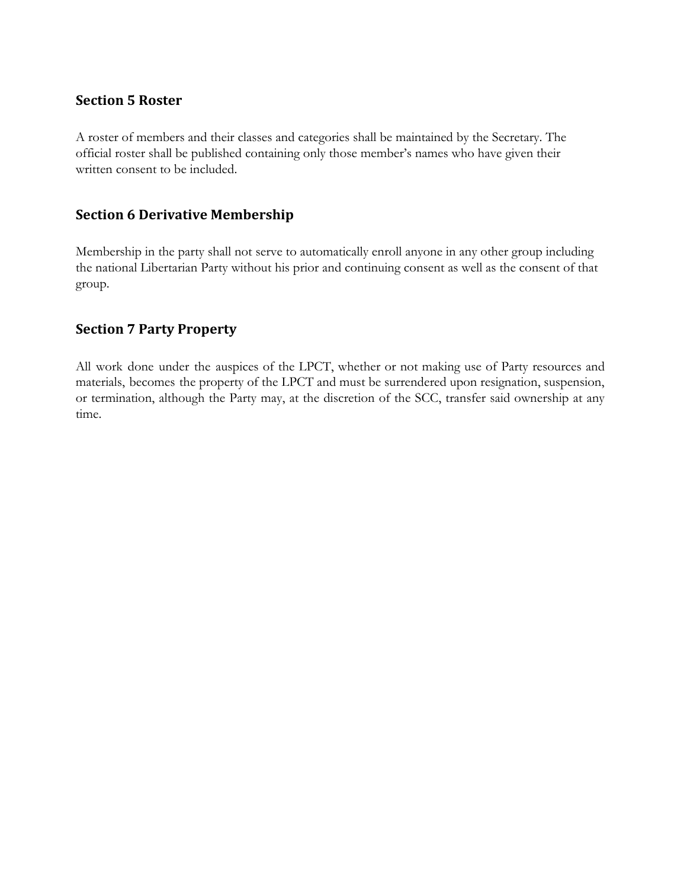## Section 5 Roster

A roster of members and their classes and categories shall be maintained by the Secretary. The official roster shall be published containing only those member's names who have given their written consent to be included.

## Section 6 Derivative Membership

Membership in the party shall not serve to automatically enroll anyone in any other group including the national Libertarian Party without his prior and continuing consent as well as the consent of that group.

## Section 7 Party Property

All work done under the auspices of the LPCT, whether or not making use of Party resources and materials, becomes the property of the LPCT and must be surrendered upon resignation, suspension, or termination, although the Party may, at the discretion of the SCC, transfer said ownership at any time.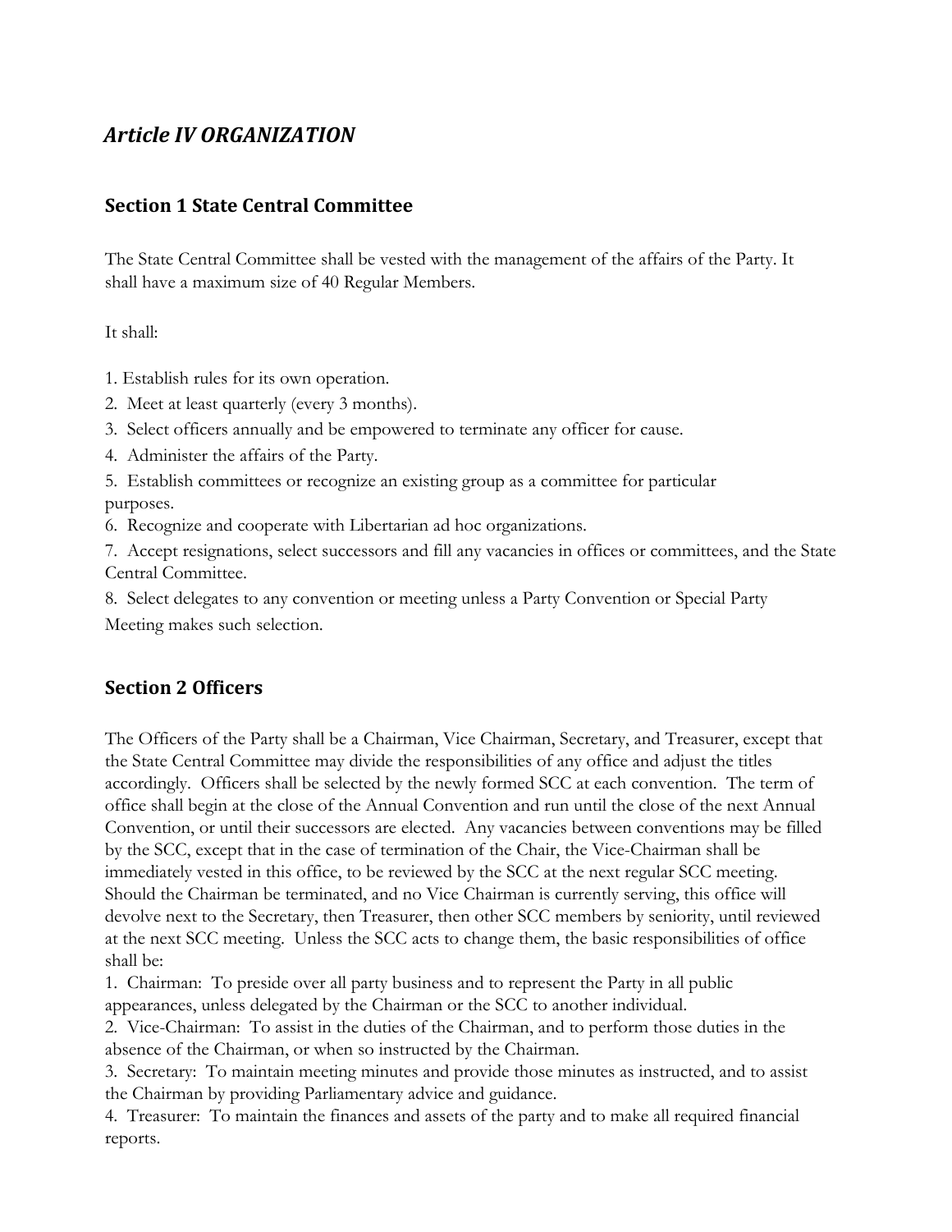## *Article IV ORGANIZATION*

### Section 1 State Central Committee

The State Central Committee shall be vested with the management of the affairs of the Party. It shall have a maximum size of 40 Regular Members.

It shall:

1. Establish rules for its own operation.
2. Meet at least quarterly (every 3 months).
3. Select officers annually and be empowered to terminate any officer for cause.
4. Administer the affairs of the Party.
5. Establish committees or recognize an existing group as a committee for particular purposes.
6. Recognize and cooperate with Libertarian ad hoc organizations.
7. Accept resignations, select successors and fill any vacancies in offices or committees, and the State Central Committee.
8. Select delegates to any convention or meeting unless a Party Convention or Special Party Meeting makes such selection.

### Section 2 Officers

The Officers of the Party shall be a Chairman, Vice Chairman, Secretary, and Treasurer, except that the State Central Committee may divide the responsibilities of any office and adjust the titles accordingly. Officers shall be selected by the newly formed SCC at each convention. The term of office shall begin at the close of the Annual Convention and run until the close of the next Annual Convention, or until their successors are elected. Any vacancies between conventions may be filled by the SCC, except that in the case of termination of the Chair, the Vice-Chairman shall be immediately vested in this office, to be reviewed by the SCC at the next regular SCC meeting. Should the Chairman be terminated, and no Vice Chairman is currently serving, this office will devolve next to the Secretary, then Treasurer, then other SCC members by seniority, until reviewed at the next SCC meeting. Unless the SCC acts to change them, the basic responsibilities of office shall be:

1. Chairman: To preside over all party business and to represent the Party in all public appearances, unless delegated by the Chairman or the SCC to another individual.
2. Vice-Chairman: To assist in the duties of the Chairman, and to perform those duties in the absence of the Chairman, or when so instructed by the Chairman.
3. Secretary: To maintain meeting minutes and provide those minutes as instructed, and to assist the Chairman by providing Parliamentary advice and guidance.
4. Treasurer: To maintain the finances and assets of the party and to make all required financial reports.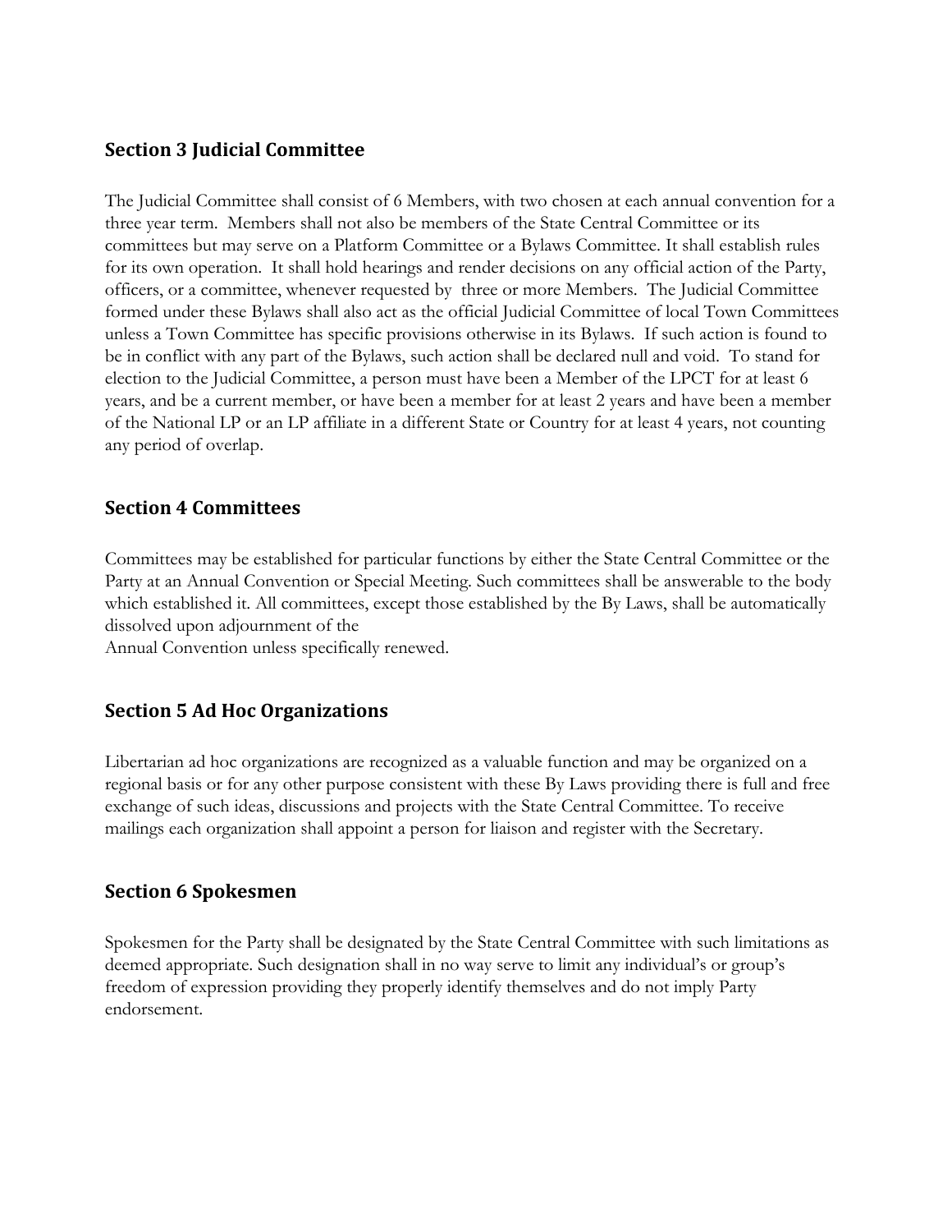## Section 3 Judicial Committee

The Judicial Committee shall consist of 6 Members, with two chosen at each annual convention for a three year term. Members shall not also be members of the State Central Committee or its committees but may serve on a Platform Committee or a Bylaws Committee. It shall establish rules for its own operation. It shall hold hearings and render decisions on any official action of the Party, officers, or a committee, whenever requested by three or more Members. The Judicial Committee formed under these Bylaws shall also act as the official Judicial Committee of local Town Committees unless a Town Committee has specific provisions otherwise in its Bylaws. If such action is found to be in conflict with any part of the Bylaws, such action shall be declared null and void. To stand for election to the Judicial Committee, a person must have been a Member of the LPCT for at least 6 years, and be a current member, or have been a member for at least 2 years and have been a member of the National LP or an LP affiliate in a different State or Country for at least 4 years, not counting any period of overlap.

## Section 4 Committees

Committees may be established for particular functions by either the State Central Committee or the Party at an Annual Convention or Special Meeting. Such committees shall be answerable to the body which established it. All committees, except those established by the By Laws, shall be automatically dissolved upon adjournment of the
Annual Convention unless specifically renewed.

## Section 5 Ad Hoc Organizations

Libertarian ad hoc organizations are recognized as a valuable function and may be organized on a regional basis or for any other purpose consistent with these By Laws providing there is full and free exchange of such ideas, discussions and projects with the State Central Committee. To receive mailings each organization shall appoint a person for liaison and register with the Secretary.

## Section 6 Spokesmen

Spokesmen for the Party shall be designated by the State Central Committee with such limitations as deemed appropriate. Such designation shall in no way serve to limit any individual's or group's freedom of expression providing they properly identify themselves and do not imply Party endorsement.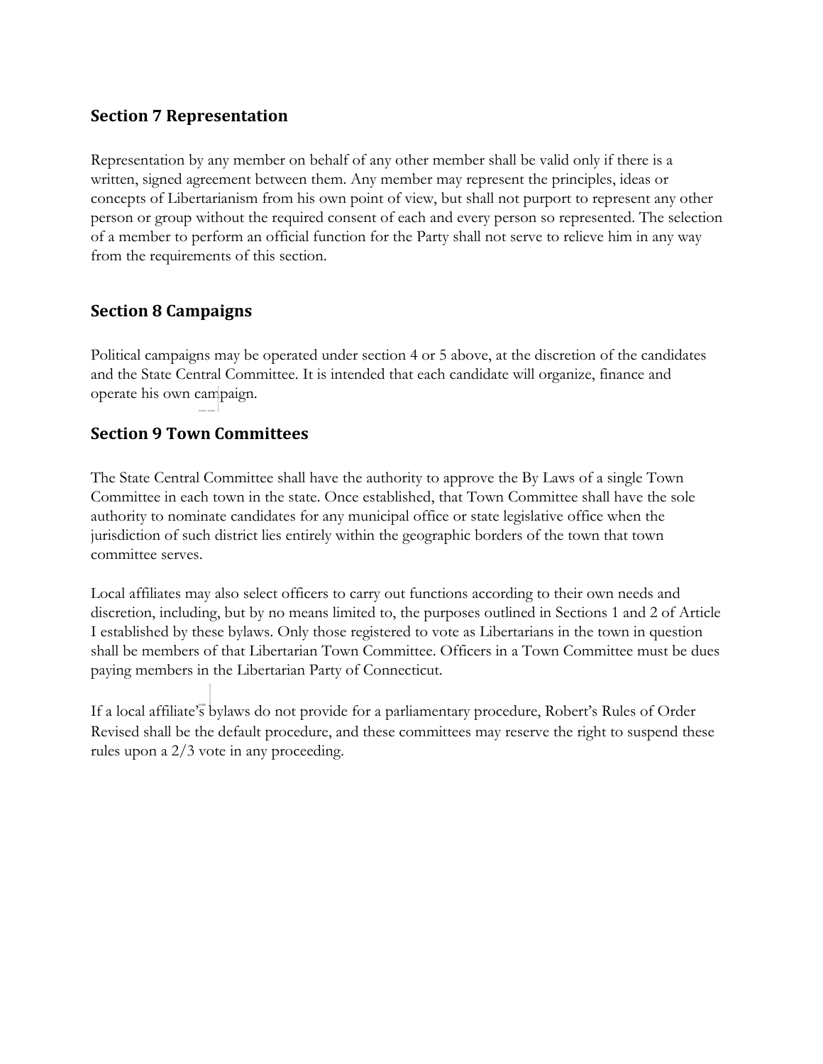## Section 7 Representation

Representation by any member on behalf of any other member shall be valid only if there is a written, signed agreement between them. Any member may represent the principles, ideas or concepts of Libertarianism from his own point of view, but shall not purport to represent any other person or group without the required consent of each and every person so represented. The selection of a member to perform an official function for the Party shall not serve to relieve him in any way from the requirements of this section.

## Section 8 Campaigns

Political campaigns may be operated under section 4 or 5 above, at the discretion of the candidates and the State Central Committee. It is intended that each candidate will organize, finance and operate his own campaign.

## Section 9 Town Committees

The State Central Committee shall have the authority to approve the By Laws of a single Town Committee in each town in the state. Once established, that Town Committee shall have the sole authority to nominate candidates for any municipal office or state legislative office when the jurisdiction of such district lies entirely within the geographic borders of the town that town committee serves.

Local affiliates may also select officers to carry out functions according to their own needs and discretion, including, but by no means limited to, the purposes outlined in Sections 1 and 2 of Article I established by these bylaws. Only those registered to vote as Libertarians in the town in question shall be members of that Libertarian Town Committee. Officers in a Town Committee must be dues paying members in the Libertarian Party of Connecticut.

If a local affiliate's bylaws do not provide for a parliamentary procedure, Robert's Rules of Order Revised shall be the default procedure, and these committees may reserve the right to suspend these rules upon a 2/3 vote in any proceeding.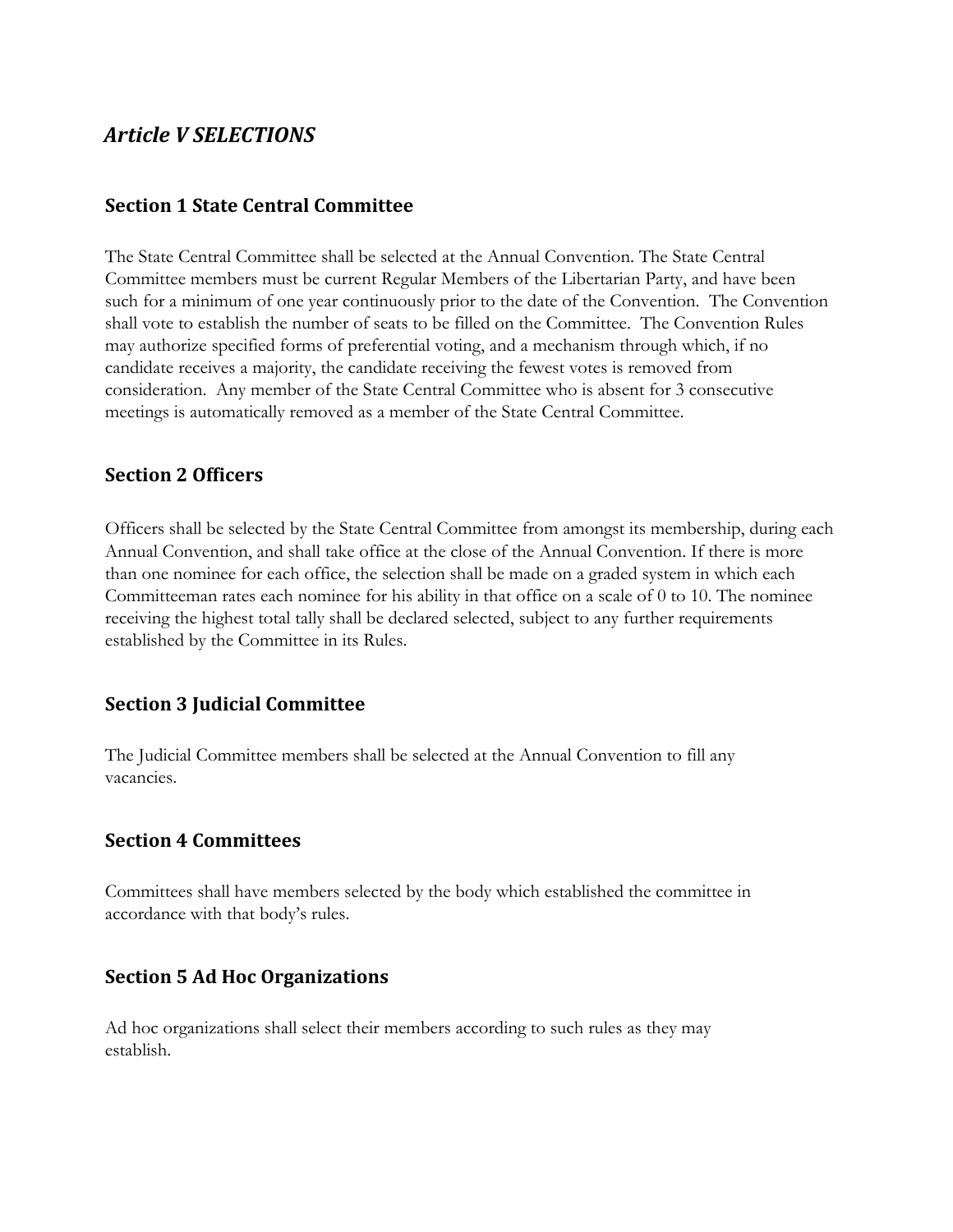## *Article V SELECTIONS*

### Section 1 State Central Committee

The State Central Committee shall be selected at the Annual Convention. The State Central Committee members must be current Regular Members of the Libertarian Party, and have been such for a minimum of one year continuously prior to the date of the Convention. The Convention shall vote to establish the number of seats to be filled on the Committee. The Convention Rules may authorize specified forms of preferential voting, and a mechanism through which, if no candidate receives a majority, the candidate receiving the fewest votes is removed from consideration. Any member of the State Central Committee who is absent for 3 consecutive meetings is automatically removed as a member of the State Central Committee.

### Section 2 Officers

Officers shall be selected by the State Central Committee from amongst its membership, during each Annual Convention, and shall take office at the close of the Annual Convention. If there is more than one nominee for each office, the selection shall be made on a graded system in which each Committeeman rates each nominee for his ability in that office on a scale of 0 to 10. The nominee receiving the highest total tally shall be declared selected, subject to any further requirements established by the Committee in its Rules.

### Section 3 Judicial Committee

The Judicial Committee members shall be selected at the Annual Convention to fill any vacancies.

### Section 4 Committees

Committees shall have members selected by the body which established the committee in accordance with that body's rules.

### Section 5 Ad Hoc Organizations

Ad hoc organizations shall select their members according to such rules as they may establish.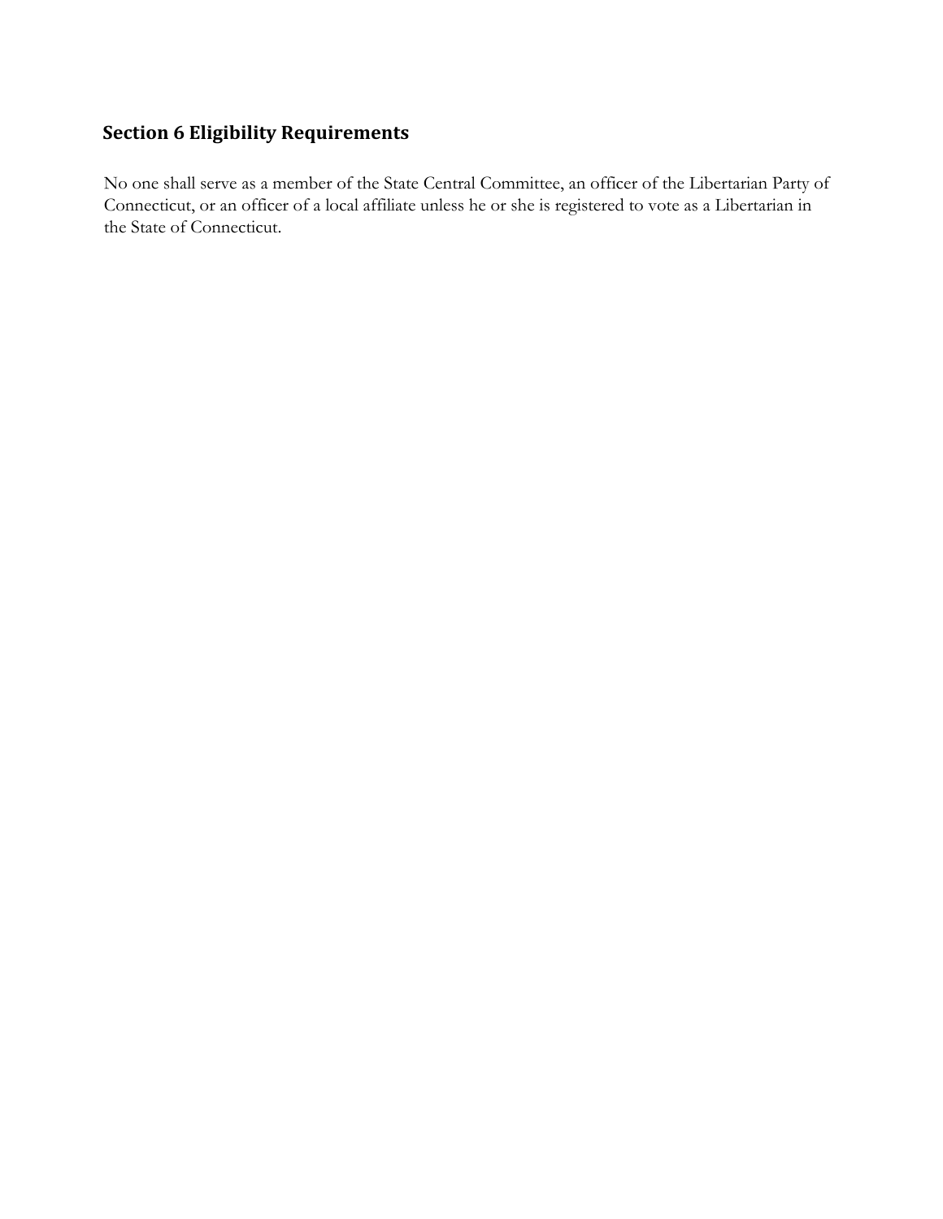## Section 6 Eligibility Requirements

No one shall serve as a member of the State Central Committee, an officer of the Libertarian Party of Connecticut, or an officer of a local affiliate unless he or she is registered to vote as a Libertarian in the State of Connecticut.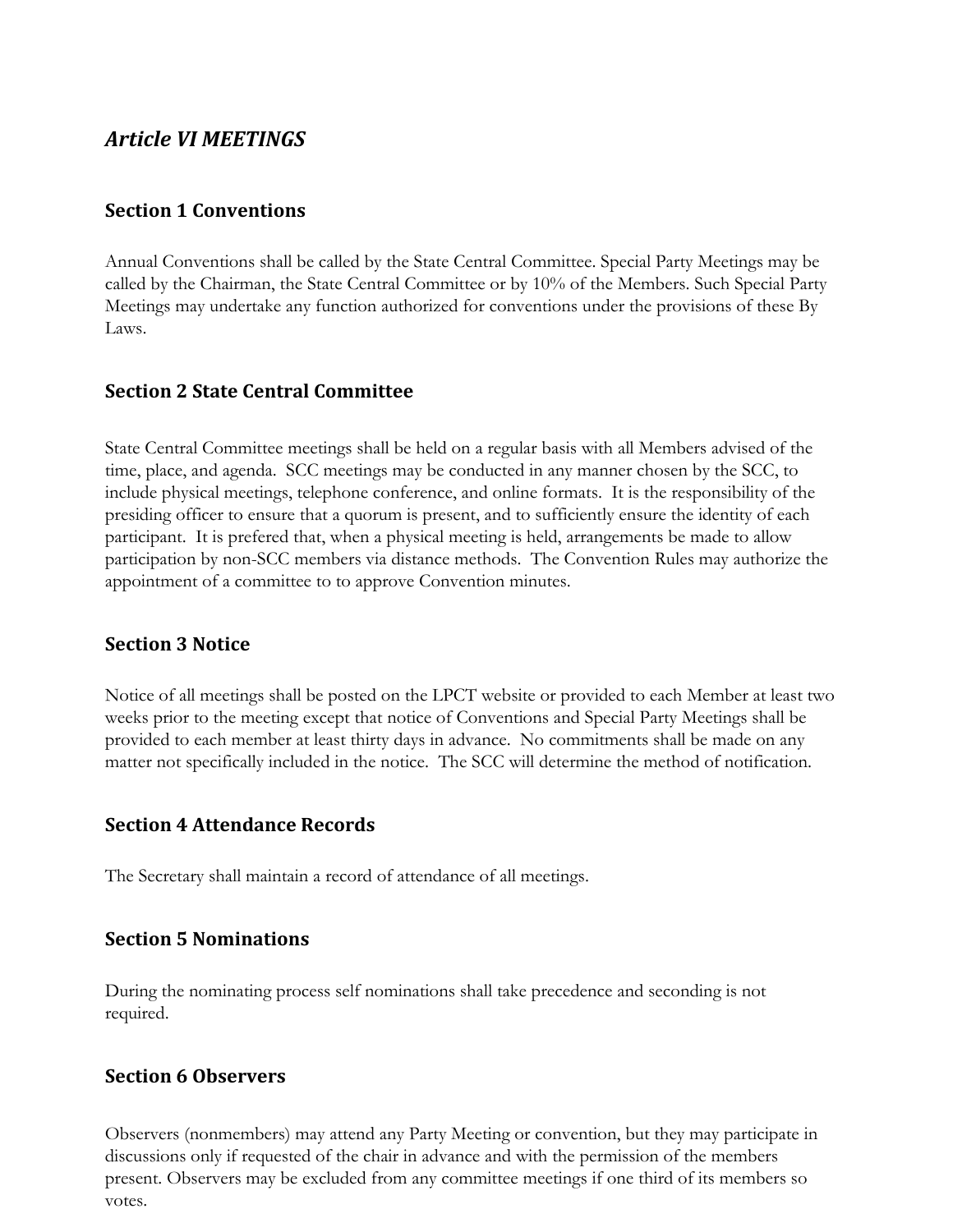## *Article VI MEETINGS*

### Section 1 Conventions

Annual Conventions shall be called by the State Central Committee. Special Party Meetings may be called by the Chairman, the State Central Committee or by 10% of the Members. Such Special Party Meetings may undertake any function authorized for conventions under the provisions of these By Laws.

### Section 2 State Central Committee

State Central Committee meetings shall be held on a regular basis with all Members advised of the time, place, and agenda. SCC meetings may be conducted in any manner chosen by the SCC, to include physical meetings, telephone conference, and online formats. It is the responsibility of the presiding officer to ensure that a quorum is present, and to sufficiently ensure the identity of each participant. It is prefered that, when a physical meeting is held, arrangements be made to allow participation by non-SCC members via distance methods. The Convention Rules may authorize the appointment of a committee to to approve Convention minutes.

### Section 3 Notice

Notice of all meetings shall be posted on the LPCT website or provided to each Member at least two weeks prior to the meeting except that notice of Conventions and Special Party Meetings shall be provided to each member at least thirty days in advance. No commitments shall be made on any matter not specifically included in the notice. The SCC will determine the method of notification.

### Section 4 Attendance Records

The Secretary shall maintain a record of attendance of all meetings.

### Section 5 Nominations

During the nominating process self nominations shall take precedence and seconding is not required.

### Section 6 Observers

Observers (nonmembers) may attend any Party Meeting or convention, but they may participate in discussions only if requested of the chair in advance and with the permission of the members present. Observers may be excluded from any committee meetings if one third of its members so votes.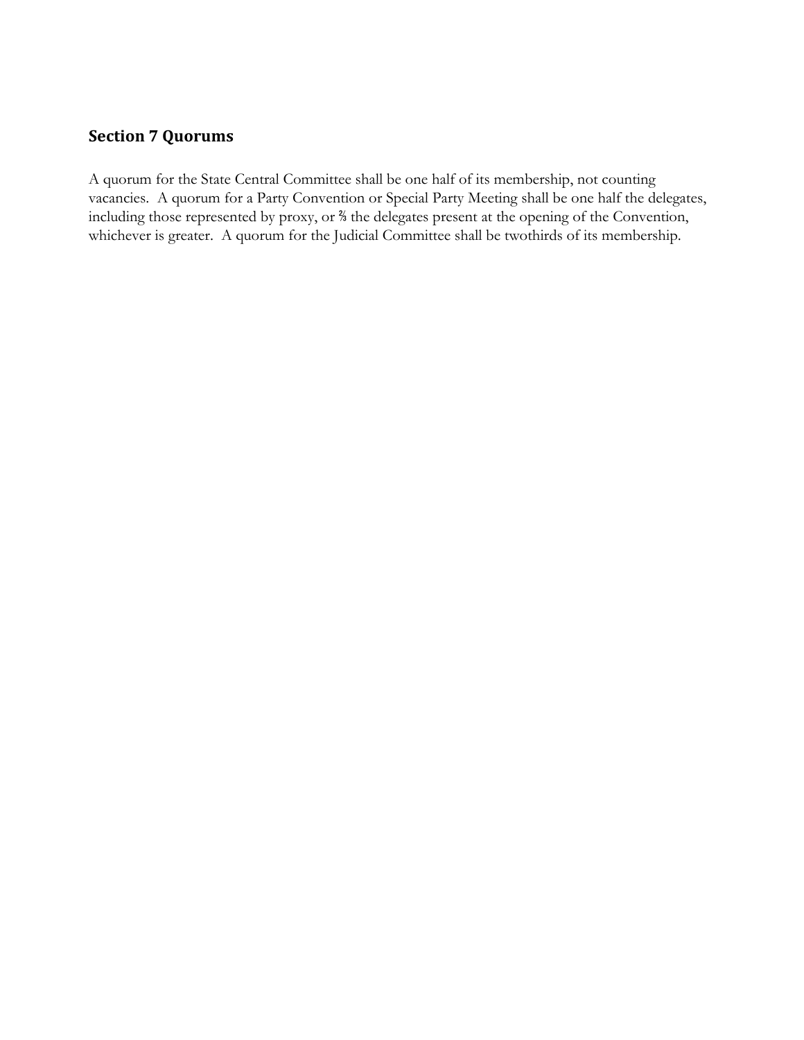## Section 7 Quorums

A quorum for the State Central Committee shall be one half of its membership, not counting vacancies. A quorum for a Party Convention or Special Party Meeting shall be one half the delegates, including those represented by proxy, or ⅔ the delegates present at the opening of the Convention, whichever is greater. A quorum for the Judicial Committee shall be twothirds of its membership.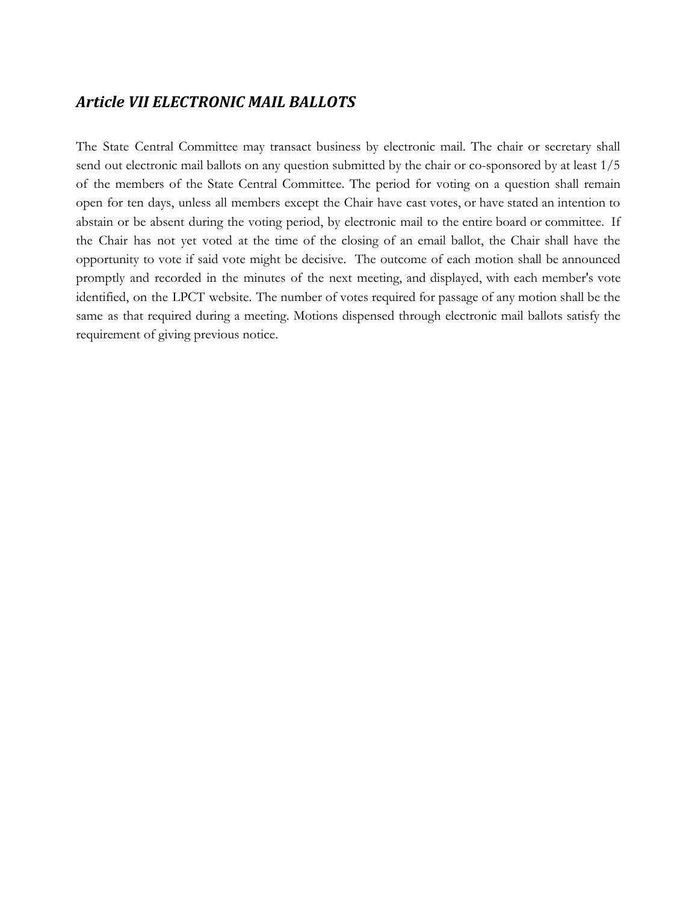## *Article VII ELECTRONIC MAIL BALLOTS*

The State Central Committee may transact business by electronic mail. The chair or secretary shall send out electronic mail ballots on any question submitted by the chair or co-sponsored by at least 1/5 of the members of the State Central Committee. The period for voting on a question shall remain open for ten days, unless all members except the Chair have cast votes, or have stated an intention to abstain or be absent during the voting period, by electronic mail to the entire board or committee. If the Chair has not yet voted at the time of the closing of an email ballot, the Chair shall have the opportunity to vote if said vote might be decisive. The outcome of each motion shall be announced promptly and recorded in the minutes of the next meeting, and displayed, with each member's vote identified, on the LPCT website. The number of votes required for passage of any motion shall be the same as that required during a meeting. Motions dispensed through electronic mail ballots satisfy the requirement of giving previous notice.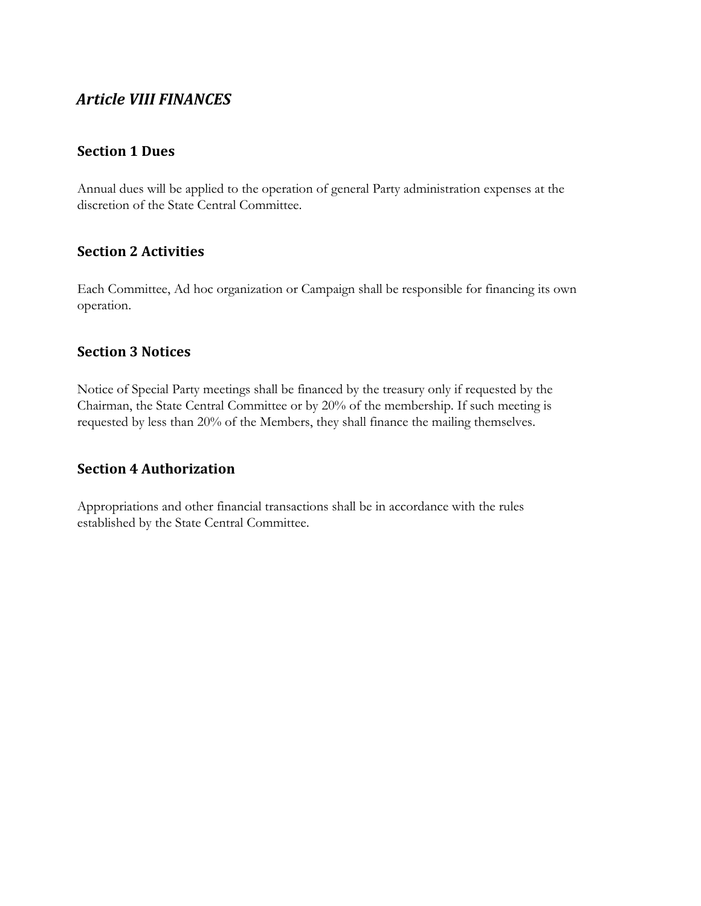## *Article VIII FINANCES*

### Section 1 Dues

Annual dues will be applied to the operation of general Party administration expenses at the discretion of the State Central Committee.

### Section 2 Activities

Each Committee, Ad hoc organization or Campaign shall be responsible for financing its own operation.

### Section 3 Notices

Notice of Special Party meetings shall be financed by the treasury only if requested by the Chairman, the State Central Committee or by 20% of the membership. If such meeting is requested by less than 20% of the Members, they shall finance the mailing themselves.

### Section 4 Authorization

Appropriations and other financial transactions shall be in accordance with the rules established by the State Central Committee.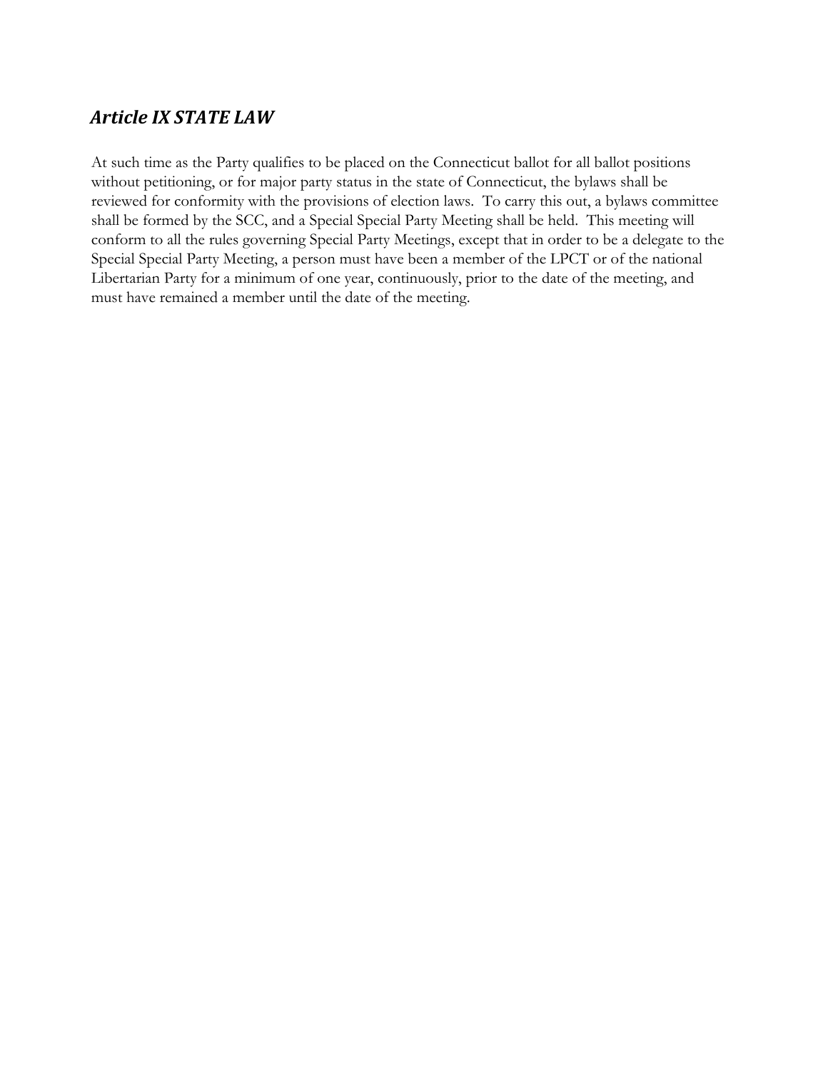## *Article IX STATE LAW*

At such time as the Party qualifies to be placed on the Connecticut ballot for all ballot positions without petitioning, or for major party status in the state of Connecticut, the bylaws shall be reviewed for conformity with the provisions of election laws. To carry this out, a bylaws committee shall be formed by the SCC, and a Special Special Party Meeting shall be held. This meeting will conform to all the rules governing Special Party Meetings, except that in order to be a delegate to the Special Special Party Meeting, a person must have been a member of the LPCT or of the national Libertarian Party for a minimum of one year, continuously, prior to the date of the meeting, and must have remained a member until the date of the meeting.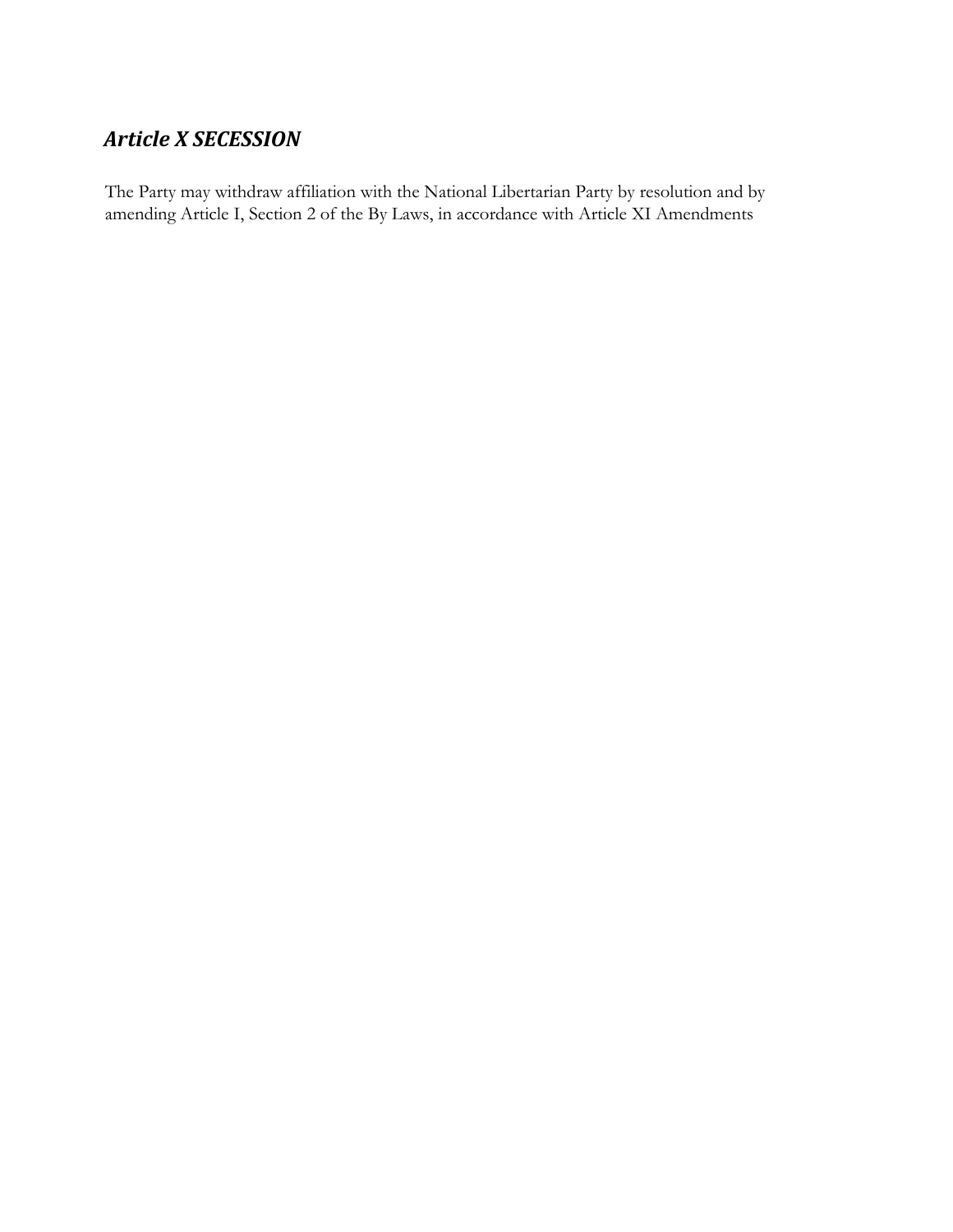## *Article X SECESSION*

The Party may withdraw affiliation with the National Libertarian Party by resolution and by amending Article I, Section 2 of the By Laws, in accordance with Article XI Amendments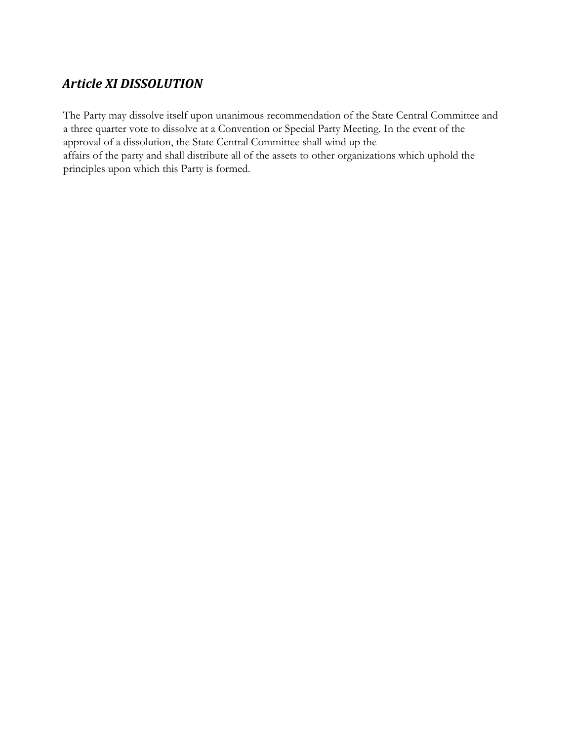## *Article XI DISSOLUTION*

The Party may dissolve itself upon unanimous recommendation of the State Central Committee and a three quarter vote to dissolve at a Convention or Special Party Meeting. In the event of the approval of a dissolution, the State Central Committee shall wind up the affairs of the party and shall distribute all of the assets to other organizations which uphold the principles upon which this Party is formed.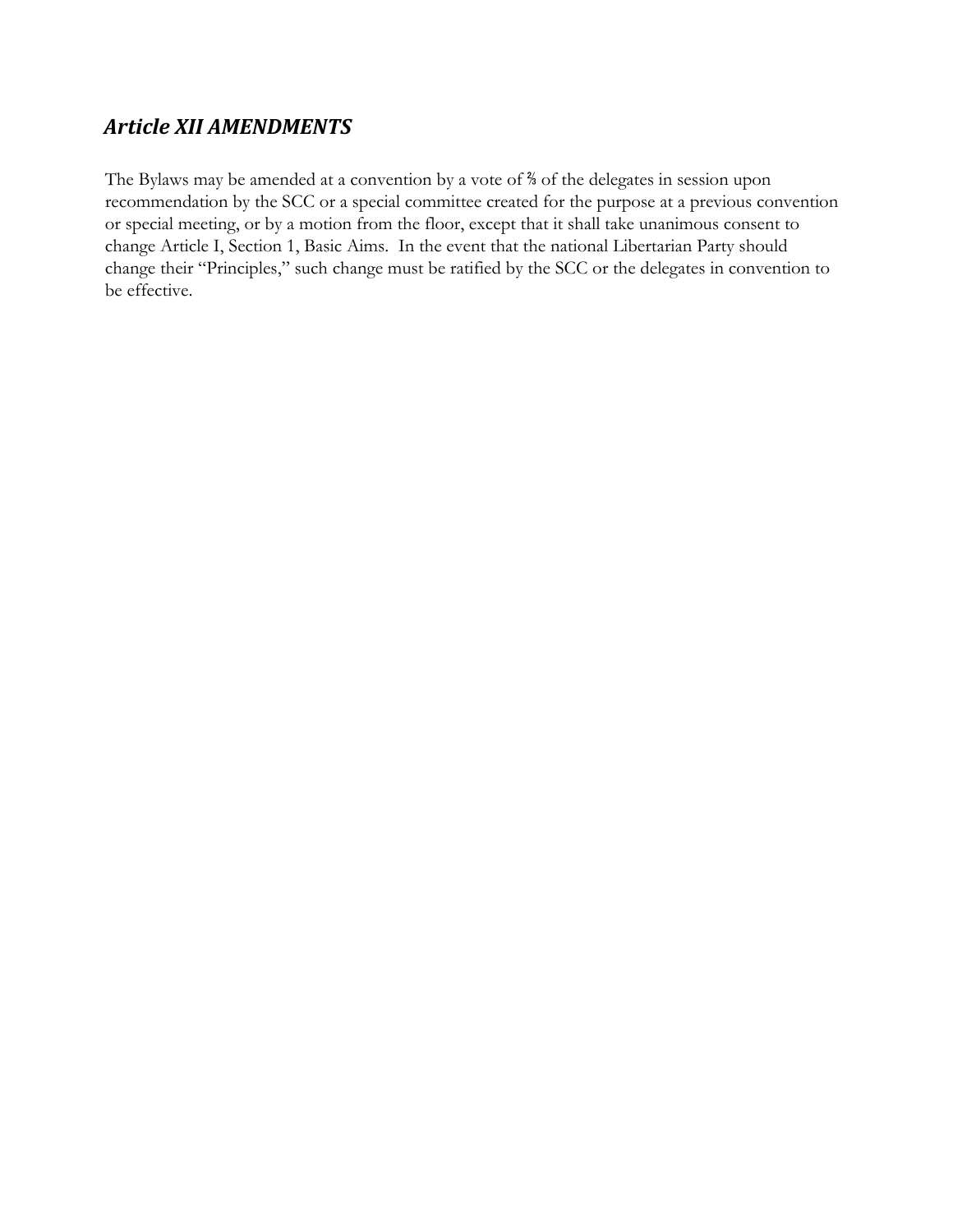## *Article XII AMENDMENTS*

The Bylaws may be amended at a convention by a vote of ⅔ of the delegates in session upon recommendation by the SCC or a special committee created for the purpose at a previous convention or special meeting, or by a motion from the floor, except that it shall take unanimous consent to change Article I, Section 1, Basic Aims. In the event that the national Libertarian Party should change their "Principles," such change must be ratified by the SCC or the delegates in convention to be effective.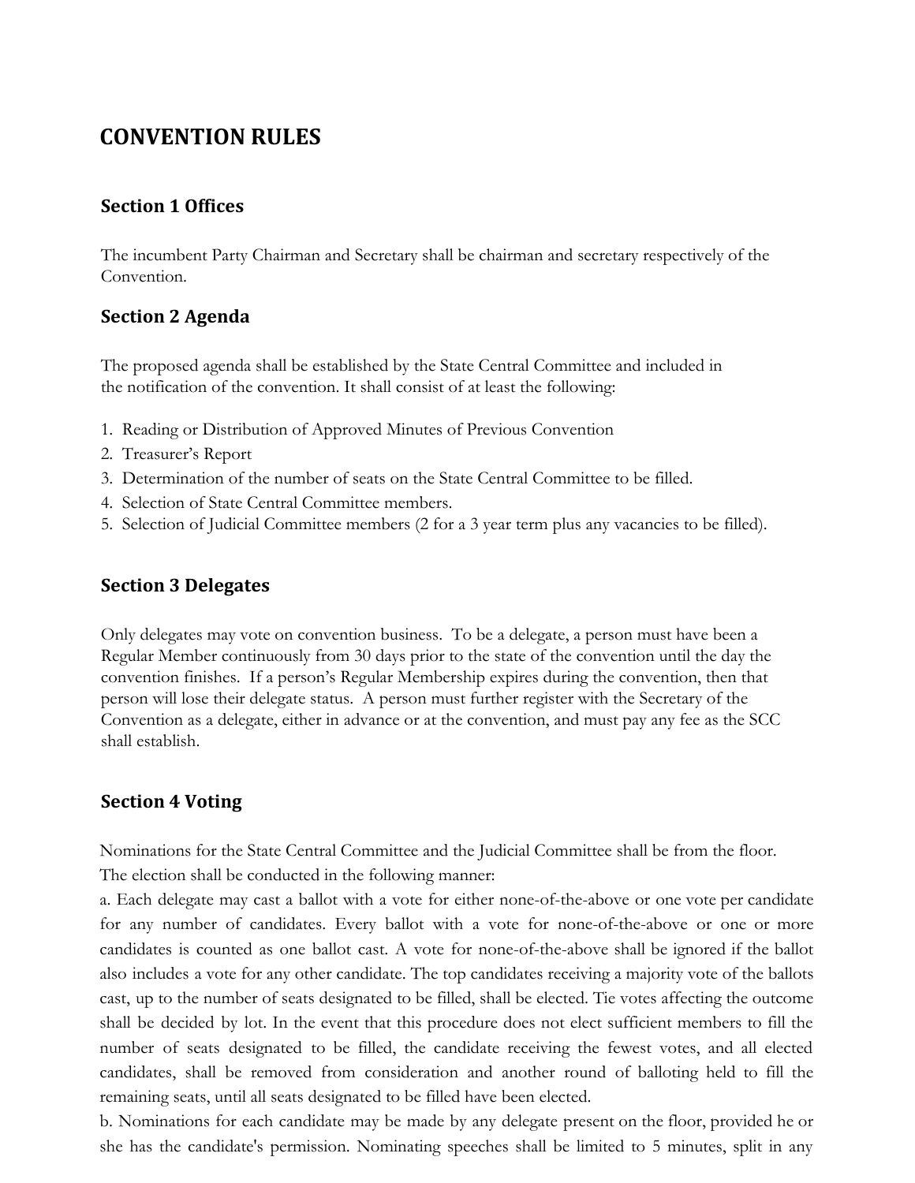# CONVENTION RULES

## Section 1 Offices

The incumbent Party Chairman and Secretary shall be chairman and secretary respectively of the Convention.

## Section 2 Agenda

The proposed agenda shall be established by the State Central Committee and included in the notification of the convention. It shall consist of at least the following:

1. Reading or Distribution of Approved Minutes of Previous Convention
2. Treasurer's Report
3. Determination of the number of seats on the State Central Committee to be filled.
4. Selection of State Central Committee members.
5. Selection of Judicial Committee members (2 for a 3 year term plus any vacancies to be filled).

## Section 3 Delegates

Only delegates may vote on convention business. To be a delegate, a person must have been a Regular Member continuously from 30 days prior to the state of the convention until the day the convention finishes. If a person's Regular Membership expires during the convention, then that person will lose their delegate status. A person must further register with the Secretary of the Convention as a delegate, either in advance or at the convention, and must pay any fee as the SCC shall establish.

## Section 4 Voting

Nominations for the State Central Committee and the Judicial Committee shall be from the floor.
The election shall be conducted in the following manner:

a. Each delegate may cast a ballot with a vote for either none-of-the-above or one vote per candidate for any number of candidates. Every ballot with a vote for none-of-the-above or one or more candidates is counted as one ballot cast. A vote for none-of-the-above shall be ignored if the ballot also includes a vote for any other candidate. The top candidates receiving a majority vote of the ballots cast, up to the number of seats designated to be filled, shall be elected. Tie votes affecting the outcome shall be decided by lot. In the event that this procedure does not elect sufficient members to fill the number of seats designated to be filled, the candidate receiving the fewest votes, and all elected candidates, shall be removed from consideration and another round of balloting held to fill the remaining seats, until all seats designated to be filled have been elected.

b. Nominations for each candidate may be made by any delegate present on the floor, provided he or she has the candidate's permission. Nominating speeches shall be limited to 5 minutes, split in any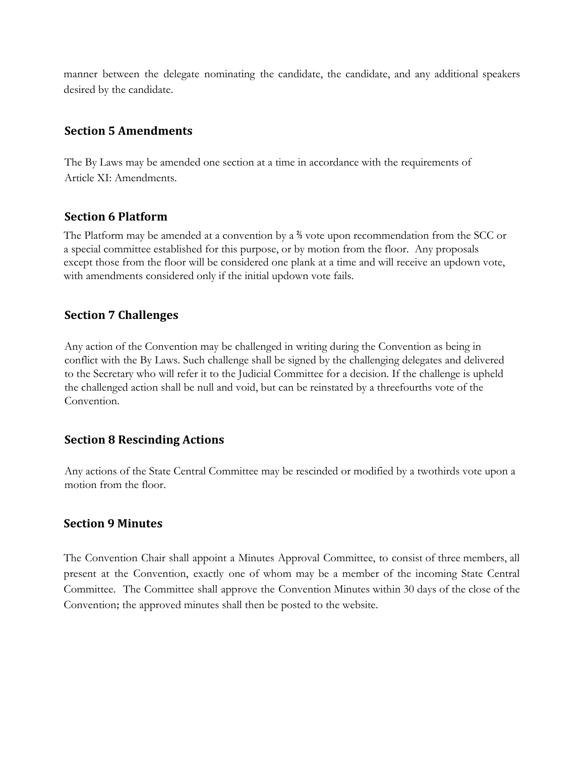manner between the delegate nominating the candidate, the candidate, and any additional speakers desired by the candidate.

### Section 5 Amendments

The By Laws may be amended one section at a time in accordance with the requirements of Article XI: Amendments.

### Section 6 Platform

The Platform may be amended at a convention by a ⅔ vote upon recommendation from the SCC or a special committee established for this purpose, or by motion from the floor. Any proposals except those from the floor will be considered one plank at a time and will receive an updown vote, with amendments considered only if the initial updown vote fails.

### Section 7 Challenges

Any action of the Convention may be challenged in writing during the Convention as being in conflict with the By Laws. Such challenge shall be signed by the challenging delegates and delivered to the Secretary who will refer it to the Judicial Committee for a decision. If the challenge is upheld the challenged action shall be null and void, but can be reinstated by a threefourths vote of the Convention.

### Section 8 Rescinding Actions

Any actions of the State Central Committee may be rescinded or modified by a twothirds vote upon a motion from the floor.

### Section 9 Minutes

The Convention Chair shall appoint a Minutes Approval Committee, to consist of three members, all present at the Convention, exactly one of whom may be a member of the incoming State Central Committee. The Committee shall approve the Convention Minutes within 30 days of the close of the Convention; the approved minutes shall then be posted to the website.